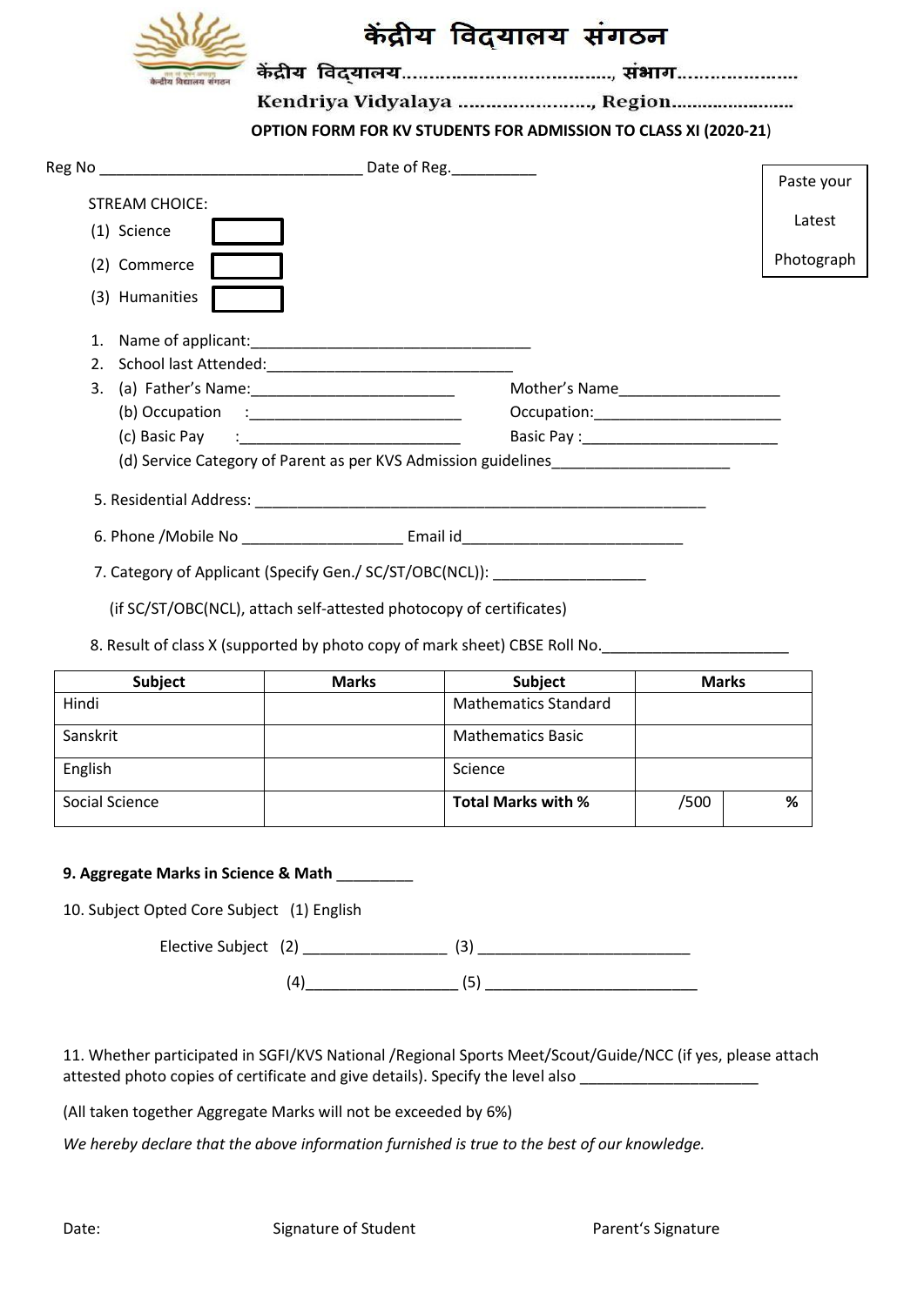# केंद्रीय विद्यालय संगठन

**केंद्रीय विद्यालय......................................., संभाग.......................**

**Kendriya Vidyalaya ........................, Region........................**

**OPTION FORM FOR KV STUDENTS FOR ADMISSION TO CLASS XI (2020-21)**

Reg No ________________________________ Date of Reg.__________

Paste your Latest Photograph

STREAM CHOICE:

(1) Science [ ]

(2) Commerce [ ]

(3) Humanities [ ]

1. Name of applicant:_________________________________
2. School last Attended:_____________________________
3. (a) Father's Name:________________________ Mother's Name___________________
   (b) Occupation :_________________________ Occupation:______________________
   (c) Basic Pay :__________________________ Basic Pay :_______________________
   (d) Service Category of Parent as per KVS Admission guidelines_____________________

5. Residential Address: _______________________________________________________

6. Phone /Mobile No ___________________ Email id__________________________

7. Category of Applicant (Specify Gen./ SC/ST/OBC(NCL)): __________________

(if SC/ST/OBC(NCL), attach self-attested photocopy of certificates)

8. Result of class X (supported by photo copy of mark sheet) CBSE Roll No.______________________

| Subject | Marks | Subject | Marks | |
|---|---|---|---|---|
| Hindi | | Mathematics Standard | | |
| Sanskrit | | Mathematics Basic | | |
| English | | Science | | |
| Social Science | | **Total Marks with %** | /500 | % |

**9. Aggregate Marks in Science & Math _________**

10. Subject Opted Core Subject (1) English

Elective Subject (2) ________________ (3) _________________________

(4)_________________ (5) _________________________

11. Whether participated in SGFI/KVS National /Regional Sports Meet/Scout/Guide/NCC (if yes, please attach attested photo copies of certificate and give details). Specify the level also _____________________

(All taken together Aggregate Marks will not be exceeded by 6%)

*We hereby declare that the above information furnished is true to the best of our knowledge.*

Date: Signature of Student Parent's Signature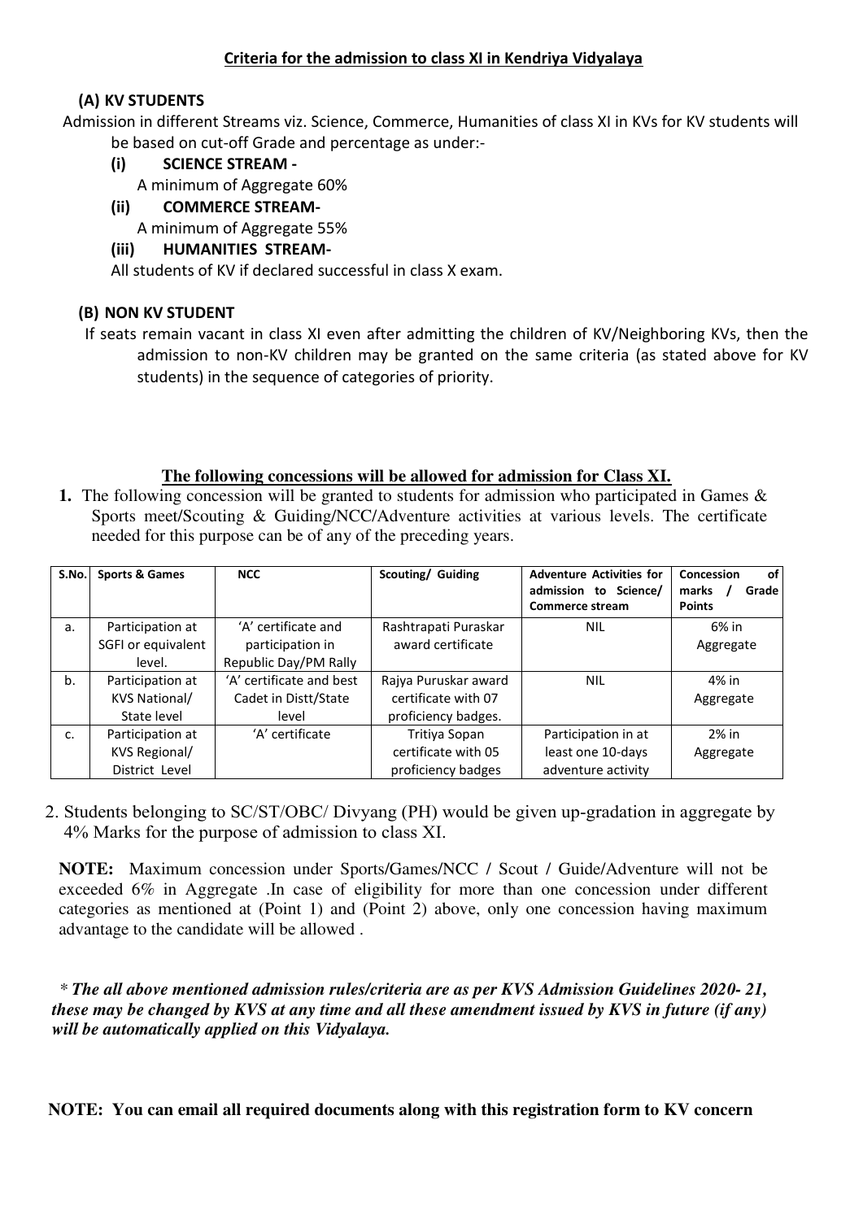## Criteria for the admission to class XI in Kendriya Vidyalaya

### (A) KV STUDENTS

Admission in different Streams viz. Science, Commerce, Humanities of class XI in KVs for KV students will be based on cut-off Grade and percentage as under:-

**(i) SCIENCE STREAM -**

A minimum of Aggregate 60%

**(ii) COMMERCE STREAM-**

A minimum of Aggregate 55%

**(iii) HUMANITIES STREAM-**

All students of KV if declared successful in class X exam.

### (B) NON KV STUDENT

If seats remain vacant in class XI even after admitting the children of KV/Neighboring KVs, then the admission to non-KV children may be granted on the same criteria (as stated above for KV students) in the sequence of categories of priority.

### The following concessions will be allowed for admission for Class XI.

**1.** The following concession will be granted to students for admission who participated in Games & Sports meet/Scouting & Guiding/NCC/Adventure activities at various levels. The certificate needed for this purpose can be of any of the preceding years.

| S.No. | Sports & Games | NCC | Scouting/ Guiding | Adventure Activities for admission to Science/ Commerce stream | Concession of marks / Grade Points |
|---|---|---|---|---|---|
| a. | Participation at SGFI or equivalent level. | 'A' certificate and participation in Republic Day/PM Rally | Rashtrapati Puraskar award certificate | NIL | 6% in Aggregate |
| b. | Participation at KVS National/ State level | 'A' certificate and best Cadet in Distt/State level | Rajya Puruskar award certificate with 07 proficiency badges. | NIL | 4% in Aggregate |
| c. | Participation at KVS Regional/ District Level | 'A' certificate | Tritiya Sopan certificate with 05 proficiency badges | Participation in at least one 10-days adventure activity | 2% in Aggregate |

2. Students belonging to SC/ST/OBC/ Divyang (PH) would be given up-gradation in aggregate by 4% Marks for the purpose of admission to class XI.

**NOTE:** Maximum concession under Sports/Games/NCC / Scout / Guide/Adventure will not be exceeded 6% in Aggregate .In case of eligibility for more than one concession under different categories as mentioned at (Point 1) and (Point 2) above, only one concession having maximum advantage to the candidate will be allowed .

*\* The all above mentioned admission rules/criteria are as per KVS Admission Guidelines 2020- 21, these may be changed by KVS at any time and all these amendment issued by KVS in future (if any) will be automatically applied on this Vidyalaya.*

**NOTE: You can email all required documents along with this registration form to KV concern**